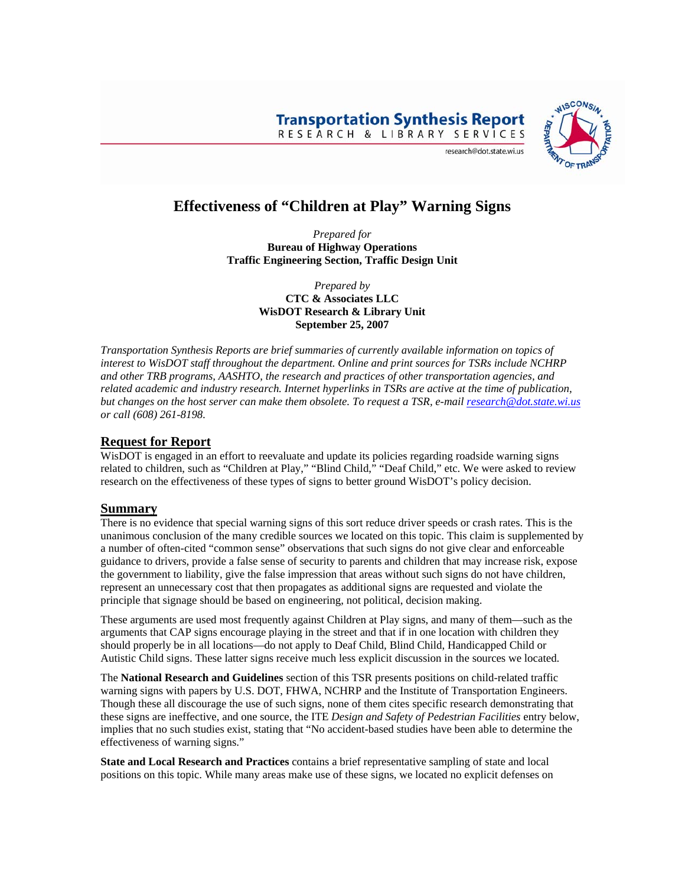**Transportation Synthesis Report**
RESEARCH & LIBRARY SERVICES

research@dot.state.wi.us

# Effectiveness of "Children at Play" Warning Signs

*Prepared for*
**Bureau of Highway Operations**
**Traffic Engineering Section, Traffic Design Unit**

*Prepared by*
**CTC & Associates LLC**
**WisDOT Research & Library Unit**
**September 25, 2007**

*Transportation Synthesis Reports are brief summaries of currently available information on topics of interest to WisDOT staff throughout the department. Online and print sources for TSRs include NCHRP and other TRB programs, AASHTO, the research and practices of other transportation agencies, and related academic and industry research. Internet hyperlinks in TSRs are active at the time of publication, but changes on the host server can make them obsolete. To request a TSR, e-mail research@dot.state.wi.us or call (608) 261-8198.*

## Request for Report

WisDOT is engaged in an effort to reevaluate and update its policies regarding roadside warning signs related to children, such as "Children at Play," "Blind Child," "Deaf Child," etc. We were asked to review research on the effectiveness of these types of signs to better ground WisDOT's policy decision.

## Summary

There is no evidence that special warning signs of this sort reduce driver speeds or crash rates. This is the unanimous conclusion of the many credible sources we located on this topic. This claim is supplemented by a number of often-cited "common sense" observations that such signs do not give clear and enforceable guidance to drivers, provide a false sense of security to parents and children that may increase risk, expose the government to liability, give the false impression that areas without such signs do not have children, represent an unnecessary cost that then propagates as additional signs are requested and violate the principle that signage should be based on engineering, not political, decision making.

These arguments are used most frequently against Children at Play signs, and many of them—such as the arguments that CAP signs encourage playing in the street and that if in one location with children they should properly be in all locations—do not apply to Deaf Child, Blind Child, Handicapped Child or Autistic Child signs. These latter signs receive much less explicit discussion in the sources we located.

The **National Research and Guidelines** section of this TSR presents positions on child-related traffic warning signs with papers by U.S. DOT, FHWA, NCHRP and the Institute of Transportation Engineers. Though these all discourage the use of such signs, none of them cites specific research demonstrating that these signs are ineffective, and one source, the ITE *Design and Safety of Pedestrian Facilities* entry below, implies that no such studies exist, stating that "No accident-based studies have been able to determine the effectiveness of warning signs."

**State and Local Research and Practices** contains a brief representative sampling of state and local positions on this topic. While many areas make use of these signs, we located no explicit defenses on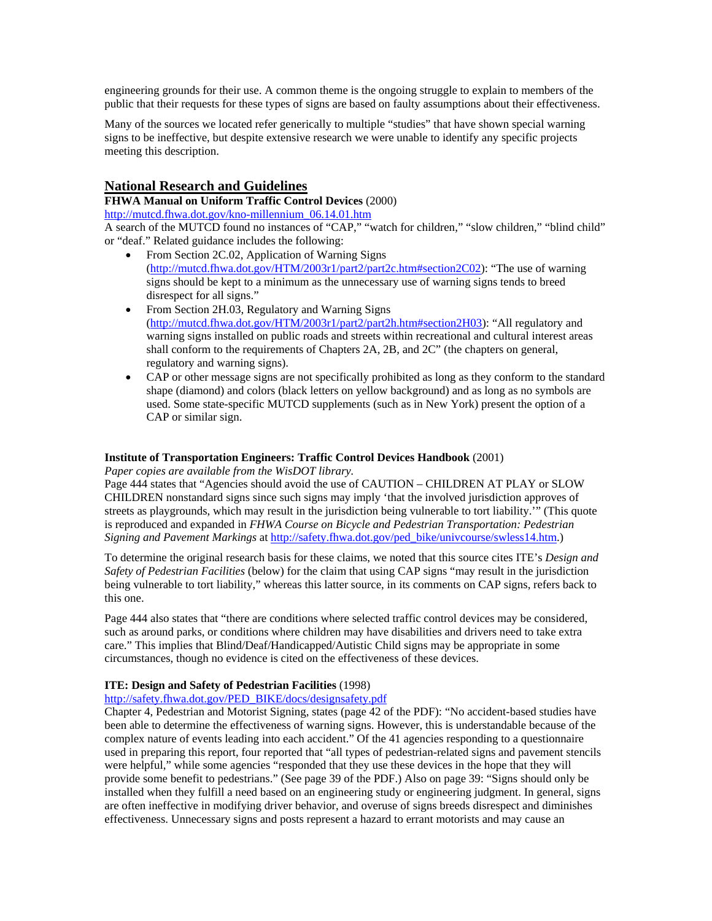engineering grounds for their use. A common theme is the ongoing struggle to explain to members of the public that their requests for these types of signs are based on faulty assumptions about their effectiveness.

Many of the sources we located refer generically to multiple "studies" that have shown special warning signs to be ineffective, but despite extensive research we were unable to identify any specific projects meeting this description.

## National Research and Guidelines

**FHWA Manual on Uniform Traffic Control Devices** (2000)
http://mutcd.fhwa.dot.gov/kno-millennium_06.14.01.htm
A search of the MUTCD found no instances of "CAP," "watch for children," "slow children," "blind child" or "deaf." Related guidance includes the following:

- From Section 2C.02, Application of Warning Signs (http://mutcd.fhwa.dot.gov/HTM/2003r1/part2/part2c.htm#section2C02): "The use of warning signs should be kept to a minimum as the unnecessary use of warning signs tends to breed disrespect for all signs."
- From Section 2H.03, Regulatory and Warning Signs (http://mutcd.fhwa.dot.gov/HTM/2003r1/part2/part2h.htm#section2H03): "All regulatory and warning signs installed on public roads and streets within recreational and cultural interest areas shall conform to the requirements of Chapters 2A, 2B, and 2C" (the chapters on general, regulatory and warning signs).
- CAP or other message signs are not specifically prohibited as long as they conform to the standard shape (diamond) and colors (black letters on yellow background) and as long as no symbols are used. Some state-specific MUTCD supplements (such as in New York) present the option of a CAP or similar sign.

**Institute of Transportation Engineers: Traffic Control Devices Handbook** (2001)
*Paper copies are available from the WisDOT library.*
Page 444 states that "Agencies should avoid the use of CAUTION – CHILDREN AT PLAY or SLOW CHILDREN nonstandard signs since such signs may imply 'that the involved jurisdiction approves of streets as playgrounds, which may result in the jurisdiction being vulnerable to tort liability.'" (This quote is reproduced and expanded in *FHWA Course on Bicycle and Pedestrian Transportation: Pedestrian Signing and Pavement Markings* at http://safety.fhwa.dot.gov/ped_bike/univcourse/swless14.htm.)

To determine the original research basis for these claims, we noted that this source cites ITE's *Design and Safety of Pedestrian Facilities* (below) for the claim that using CAP signs "may result in the jurisdiction being vulnerable to tort liability," whereas this latter source, in its comments on CAP signs, refers back to this one.

Page 444 also states that "there are conditions where selected traffic control devices may be considered, such as around parks, or conditions where children may have disabilities and drivers need to take extra care." This implies that Blind/Deaf/Handicapped/Autistic Child signs may be appropriate in some circumstances, though no evidence is cited on the effectiveness of these devices.

**ITE: Design and Safety of Pedestrian Facilities** (1998)
http://safety.fhwa.dot.gov/PED_BIKE/docs/designsafety.pdf
Chapter 4, Pedestrian and Motorist Signing, states (page 42 of the PDF): "No accident-based studies have been able to determine the effectiveness of warning signs. However, this is understandable because of the complex nature of events leading into each accident." Of the 41 agencies responding to a questionnaire used in preparing this report, four reported that "all types of pedestrian-related signs and pavement stencils were helpful," while some agencies "responded that they use these devices in the hope that they will provide some benefit to pedestrians." (See page 39 of the PDF.) Also on page 39: "Signs should only be installed when they fulfill a need based on an engineering study or engineering judgment. In general, signs are often ineffective in modifying driver behavior, and overuse of signs breeds disrespect and diminishes effectiveness. Unnecessary signs and posts represent a hazard to errant motorists and may cause an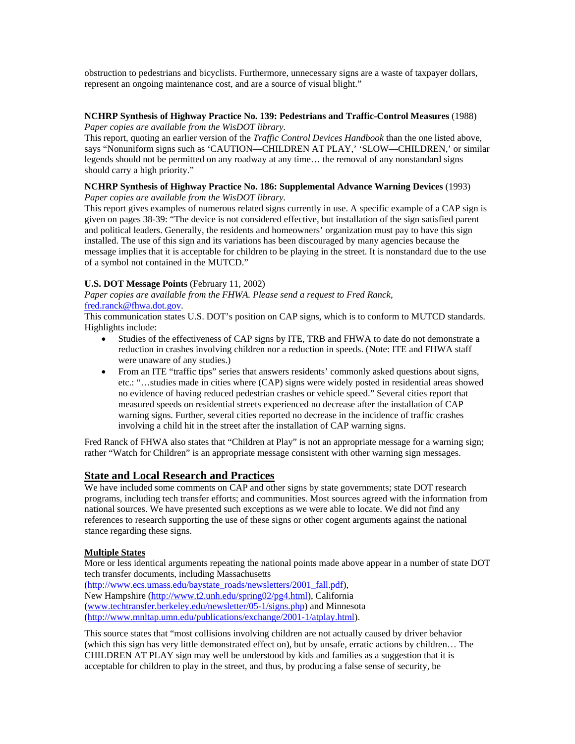obstruction to pedestrians and bicyclists. Furthermore, unnecessary signs are a waste of taxpayer dollars, represent an ongoing maintenance cost, and are a source of visual blight."

**NCHRP Synthesis of Highway Practice No. 139: Pedestrians and Traffic-Control Measures** (1988)
*Paper copies are available from the WisDOT library.*
This report, quoting an earlier version of the *Traffic Control Devices Handbook* than the one listed above, says "Nonuniform signs such as 'CAUTION—CHILDREN AT PLAY,' 'SLOW—CHILDREN,' or similar legends should not be permitted on any roadway at any time… the removal of any nonstandard signs should carry a high priority."

**NCHRP Synthesis of Highway Practice No. 186: Supplemental Advance Warning Devices** (1993)
*Paper copies are available from the WisDOT library.*
This report gives examples of numerous related signs currently in use. A specific example of a CAP sign is given on pages 38-39: "The device is not considered effective, but installation of the sign satisfied parent and political leaders. Generally, the residents and homeowners' organization must pay to have this sign installed. The use of this sign and its variations has been discouraged by many agencies because the message implies that it is acceptable for children to be playing in the street. It is nonstandard due to the use of a symbol not contained in the MUTCD."

**U.S. DOT Message Points** (February 11, 2002)
*Paper copies are available from the FHWA. Please send a request to Fred Ranck,* fred.ranck@fhwa.dot.gov.
This communication states U.S. DOT's position on CAP signs, which is to conform to MUTCD standards. Highlights include:

- Studies of the effectiveness of CAP signs by ITE, TRB and FHWA to date do not demonstrate a reduction in crashes involving children nor a reduction in speeds. (Note: ITE and FHWA staff were unaware of any studies.)
- From an ITE "traffic tips" series that answers residents' commonly asked questions about signs, etc.: "…studies made in cities where (CAP) signs were widely posted in residential areas showed no evidence of having reduced pedestrian crashes or vehicle speed." Several cities report that measured speeds on residential streets experienced no decrease after the installation of CAP warning signs. Further, several cities reported no decrease in the incidence of traffic crashes involving a child hit in the street after the installation of CAP warning signs.

Fred Ranck of FHWA also states that "Children at Play" is not an appropriate message for a warning sign; rather "Watch for Children" is an appropriate message consistent with other warning sign messages.

## State and Local Research and Practices

We have included some comments on CAP and other signs by state governments; state DOT research programs, including tech transfer efforts; and communities. Most sources agreed with the information from national sources. We have presented such exceptions as we were able to locate. We did not find any references to research supporting the use of these signs or other cogent arguments against the national stance regarding these signs.

### Multiple States

More or less identical arguments repeating the national points made above appear in a number of state DOT tech transfer documents, including Massachusetts (http://www.ecs.umass.edu/baystate_roads/newsletters/2001_fall.pdf), New Hampshire (http://www.t2.unh.edu/spring02/pg4.html), California (www.techtransfer.berkeley.edu/newsletter/05-1/signs.php) and Minnesota (http://www.mnltap.umn.edu/publications/exchange/2001-1/atplay.html).

This source states that "most collisions involving children are not actually caused by driver behavior (which this sign has very little demonstrated effect on), but by unsafe, erratic actions by children… The CHILDREN AT PLAY sign may well be understood by kids and families as a suggestion that it is acceptable for children to play in the street, and thus, by producing a false sense of security, be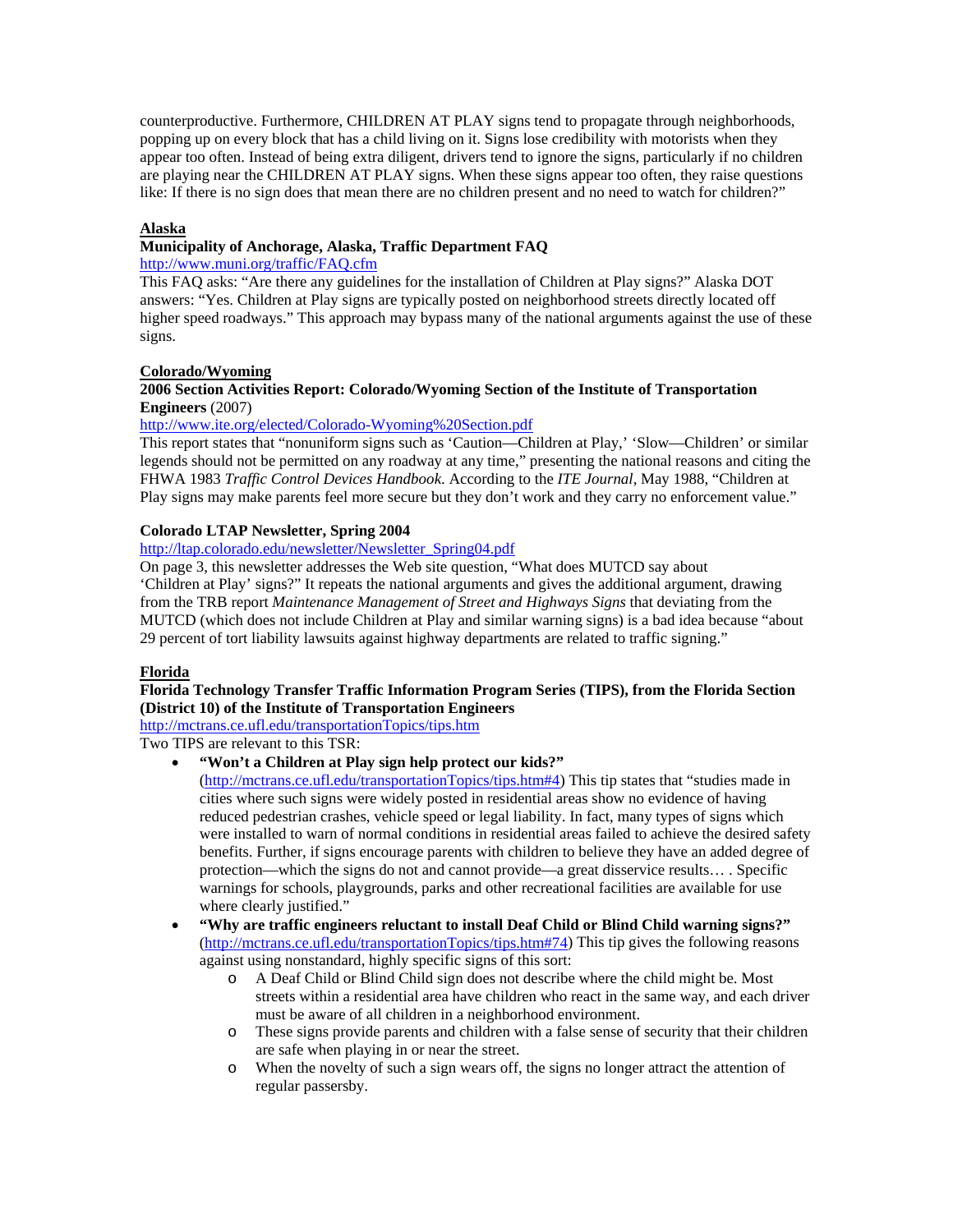counterproductive. Furthermore, CHILDREN AT PLAY signs tend to propagate through neighborhoods, popping up on every block that has a child living on it. Signs lose credibility with motorists when they appear too often. Instead of being extra diligent, drivers tend to ignore the signs, particularly if no children are playing near the CHILDREN AT PLAY signs. When these signs appear too often, they raise questions like: If there is no sign does that mean there are no children present and no need to watch for children?"

## Alaska

**Municipality of Anchorage, Alaska, Traffic Department FAQ**

http://www.muni.org/traffic/FAQ.cfm

This FAQ asks: "Are there any guidelines for the installation of Children at Play signs?" Alaska DOT answers: "Yes. Children at Play signs are typically posted on neighborhood streets directly located off higher speed roadways." This approach may bypass many of the national arguments against the use of these signs.

## Colorado/Wyoming

**2006 Section Activities Report: Colorado/Wyoming Section of the Institute of Transportation Engineers** (2007)

http://www.ite.org/elected/Colorado-Wyoming%20Section.pdf

This report states that "nonuniform signs such as 'Caution—Children at Play,' 'Slow—Children' or similar legends should not be permitted on any roadway at any time," presenting the national reasons and citing the FHWA 1983 *Traffic Control Devices Handbook*. According to the *ITE Journal*, May 1988, "Children at Play signs may make parents feel more secure but they don't work and they carry no enforcement value."

**Colorado LTAP Newsletter, Spring 2004**

http://ltap.colorado.edu/newsletter/Newsletter_Spring04.pdf

On page 3, this newsletter addresses the Web site question, "What does MUTCD say about 'Children at Play' signs?" It repeats the national arguments and gives the additional argument, drawing from the TRB report *Maintenance Management of Street and Highways Signs* that deviating from the MUTCD (which does not include Children at Play and similar warning signs) is a bad idea because "about 29 percent of tort liability lawsuits against highway departments are related to traffic signing."

## Florida

**Florida Technology Transfer Traffic Information Program Series (TIPS), from the Florida Section (District 10) of the Institute of Transportation Engineers**

http://mctrans.ce.ufl.edu/transportationTopics/tips.htm

Two TIPS are relevant to this TSR:

- **"Won't a Children at Play sign help protect our kids?"** (http://mctrans.ce.ufl.edu/transportationTopics/tips.htm#4) This tip states that "studies made in cities where such signs were widely posted in residential areas show no evidence of having reduced pedestrian crashes, vehicle speed or legal liability. In fact, many types of signs which were installed to warn of normal conditions in residential areas failed to achieve the desired safety benefits. Further, if signs encourage parents with children to believe they have an added degree of protection—which the signs do not and cannot provide—a great disservice results… . Specific warnings for schools, playgrounds, parks and other recreational facilities are available for use where clearly justified."
- **"Why are traffic engineers reluctant to install Deaf Child or Blind Child warning signs?"** (http://mctrans.ce.ufl.edu/transportationTopics/tips.htm#74) This tip gives the following reasons against using nonstandard, highly specific signs of this sort:
  - A Deaf Child or Blind Child sign does not describe where the child might be. Most streets within a residential area have children who react in the same way, and each driver must be aware of all children in a neighborhood environment.
  - These signs provide parents and children with a false sense of security that their children are safe when playing in or near the street.
  - When the novelty of such a sign wears off, the signs no longer attract the attention of regular passersby.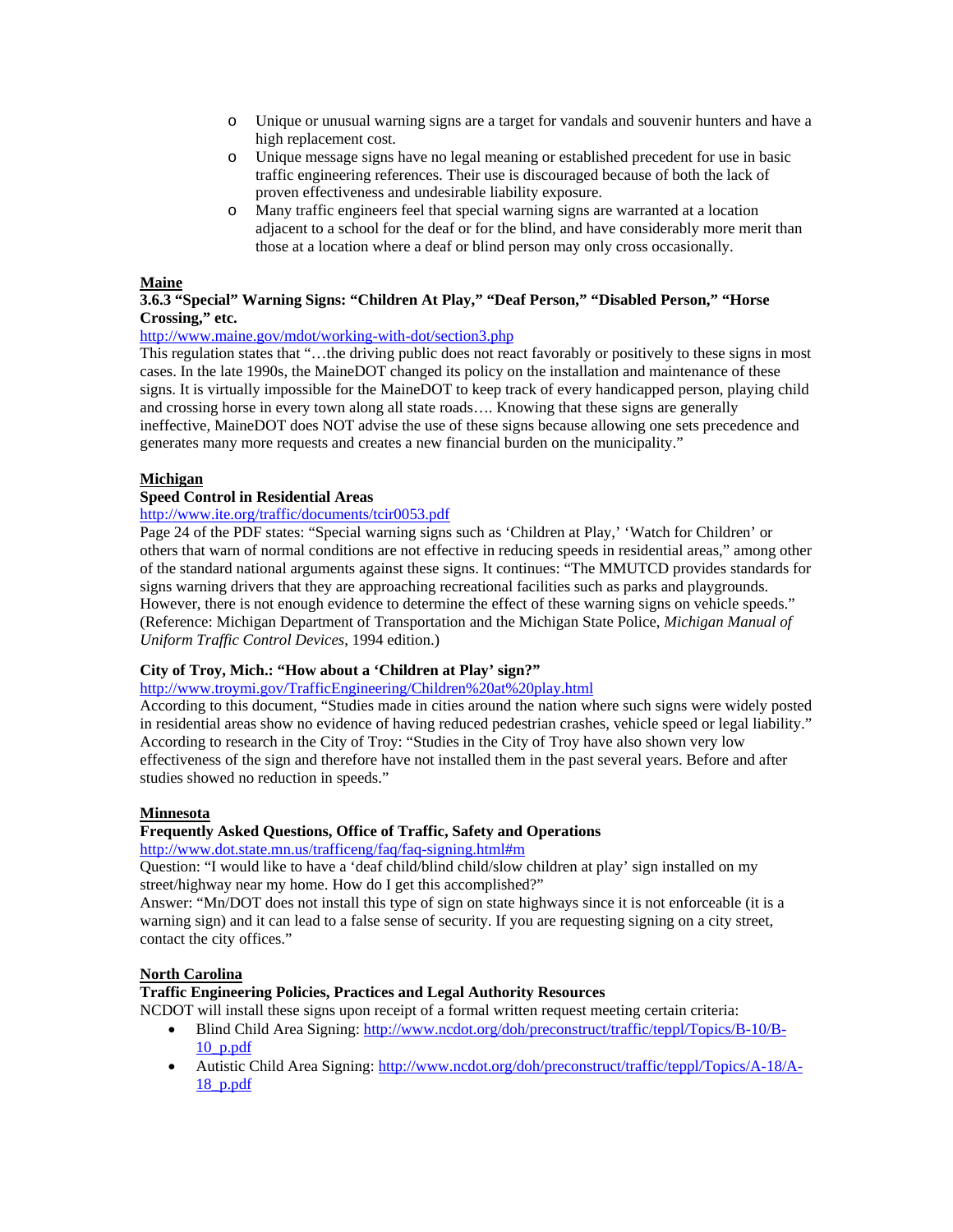- Unique or unusual warning signs are a target for vandals and souvenir hunters and have a high replacement cost.
- Unique message signs have no legal meaning or established precedent for use in basic traffic engineering references. Their use is discouraged because of both the lack of proven effectiveness and undesirable liability exposure.
- Many traffic engineers feel that special warning signs are warranted at a location adjacent to a school for the deaf or for the blind, and have considerably more merit than those at a location where a deaf or blind person may only cross occasionally.

## Maine

**3.6.3 "Special" Warning Signs: "Children At Play," "Deaf Person," "Disabled Person," "Horse Crossing," etc.**

http://www.maine.gov/mdot/working-with-dot/section3.php

This regulation states that "…the driving public does not react favorably or positively to these signs in most cases. In the late 1990s, the MaineDOT changed its policy on the installation and maintenance of these signs. It is virtually impossible for the MaineDOT to keep track of every handicapped person, playing child and crossing horse in every town along all state roads…. Knowing that these signs are generally ineffective, MaineDOT does NOT advise the use of these signs because allowing one sets precedence and generates many more requests and creates a new financial burden on the municipality."

## Michigan

**Speed Control in Residential Areas**

http://www.ite.org/traffic/documents/tcir0053.pdf

Page 24 of the PDF states: "Special warning signs such as 'Children at Play,' 'Watch for Children' or others that warn of normal conditions are not effective in reducing speeds in residential areas," among other of the standard national arguments against these signs. It continues: "The MMUTCD provides standards for signs warning drivers that they are approaching recreational facilities such as parks and playgrounds. However, there is not enough evidence to determine the effect of these warning signs on vehicle speeds." (Reference: Michigan Department of Transportation and the Michigan State Police, *Michigan Manual of Uniform Traffic Control Devices*, 1994 edition.)

**City of Troy, Mich.: "How about a 'Children at Play' sign?"**

http://www.troymi.gov/TrafficEngineering/Children%20at%20play.html

According to this document, "Studies made in cities around the nation where such signs were widely posted in residential areas show no evidence of having reduced pedestrian crashes, vehicle speed or legal liability." According to research in the City of Troy: "Studies in the City of Troy have also shown very low effectiveness of the sign and therefore have not installed them in the past several years. Before and after studies showed no reduction in speeds."

## Minnesota

**Frequently Asked Questions, Office of Traffic, Safety and Operations**

http://www.dot.state.mn.us/trafficeng/faq/faq-signing.html#m

Question: "I would like to have a 'deaf child/blind child/slow children at play' sign installed on my street/highway near my home. How do I get this accomplished?"

Answer: "Mn/DOT does not install this type of sign on state highways since it is not enforceable (it is a warning sign) and it can lead to a false sense of security. If you are requesting signing on a city street, contact the city offices."

## North Carolina

**Traffic Engineering Policies, Practices and Legal Authority Resources**

NCDOT will install these signs upon receipt of a formal written request meeting certain criteria:

- Blind Child Area Signing: http://www.ncdot.org/doh/preconstruct/traffic/teppl/Topics/B-10/B-10_p.pdf
- Autistic Child Area Signing: http://www.ncdot.org/doh/preconstruct/traffic/teppl/Topics/A-18/A-18_p.pdf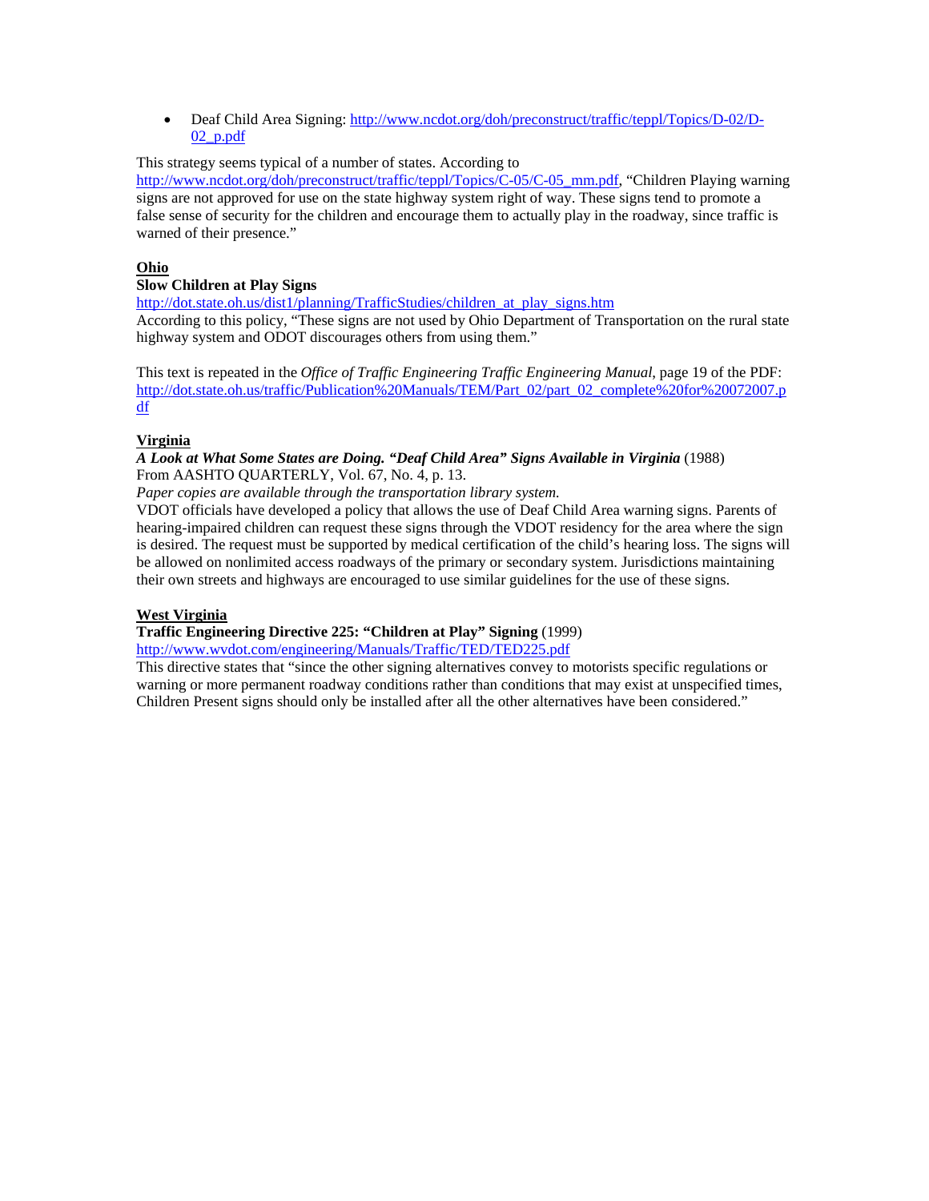- Deaf Child Area Signing: http://www.ncdot.org/doh/preconstruct/traffic/teppl/Topics/D-02/D-02_p.pdf

This strategy seems typical of a number of states. According to http://www.ncdot.org/doh/preconstruct/traffic/teppl/Topics/C-05/C-05_mm.pdf, "Children Playing warning signs are not approved for use on the state highway system right of way. These signs tend to promote a false sense of security for the children and encourage them to actually play in the roadway, since traffic is warned of their presence."

## Ohio

**Slow Children at Play Signs**
http://dot.state.oh.us/dist1/planning/TrafficStudies/children_at_play_signs.htm
According to this policy, "These signs are not used by Ohio Department of Transportation on the rural state highway system and ODOT discourages others from using them."

This text is repeated in the *Office of Traffic Engineering Traffic Engineering Manual*, page 19 of the PDF: http://dot.state.oh.us/traffic/Publication%20Manuals/TEM/Part_02/part_02_complete%20for%20072007.pdf

## Virginia

***A Look at What Some States are Doing. "Deaf Child Area" Signs Available in Virginia*** (1988)
From AASHTO QUARTERLY, Vol. 67, No. 4, p. 13.
*Paper copies are available through the transportation library system.*
VDOT officials have developed a policy that allows the use of Deaf Child Area warning signs. Parents of hearing-impaired children can request these signs through the VDOT residency for the area where the sign is desired. The request must be supported by medical certification of the child's hearing loss. The signs will be allowed on nonlimited access roadways of the primary or secondary system. Jurisdictions maintaining their own streets and highways are encouraged to use similar guidelines for the use of these signs.

## West Virginia

**Traffic Engineering Directive 225: "Children at Play" Signing** (1999)
http://www.wvdot.com/engineering/Manuals/Traffic/TED/TED225.pdf
This directive states that "since the other signing alternatives convey to motorists specific regulations or warning or more permanent roadway conditions rather than conditions that may exist at unspecified times, Children Present signs should only be installed after all the other alternatives have been considered."